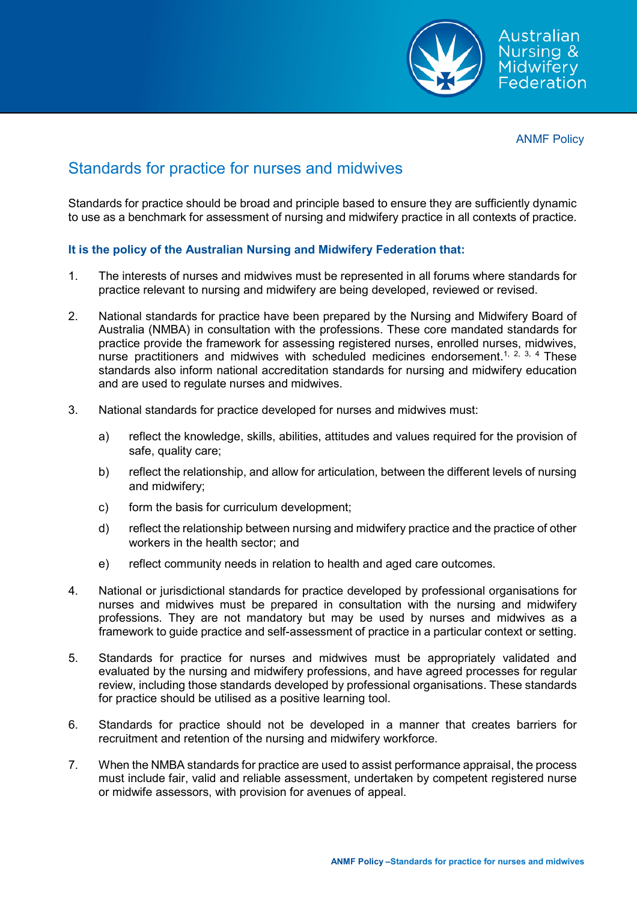ANMF Policy

# Standards for practice for nurses and midwives

Standards for practice should be broad and principle based to ensure they are sufficiently dynamic to use as a benchmark for assessment of nursing and midwifery practice in all contexts of practice.

### It is the policy of the Australian Nursing and Midwifery Federation that:

1. The interests of nurses and midwives must be represented in all forums where standards for practice relevant to nursing and midwifery are being developed, reviewed or revised.

2. National standards for practice have been prepared by the Nursing and Midwifery Board of Australia (NMBA) in consultation with the professions. These core mandated standards for practice provide the framework for assessing registered nurses, enrolled nurses, midwives, nurse practitioners and midwives with scheduled medicines endorsement.[1, 2, 3, 4] These standards also inform national accreditation standards for nursing and midwifery education and are used to regulate nurses and midwives.

3. National standards for practice developed for nurses and midwives must:

   a) reflect the knowledge, skills, abilities, attitudes and values required for the provision of safe, quality care;

   b) reflect the relationship, and allow for articulation, between the different levels of nursing and midwifery;

   c) form the basis for curriculum development;

   d) reflect the relationship between nursing and midwifery practice and the practice of other workers in the health sector; and

   e) reflect community needs in relation to health and aged care outcomes.

4. National or jurisdictional standards for practice developed by professional organisations for nurses and midwives must be prepared in consultation with the nursing and midwifery professions. They are not mandatory but may be used by nurses and midwives as a framework to guide practice and self-assessment of practice in a particular context or setting.

5. Standards for practice for nurses and midwives must be appropriately validated and evaluated by the nursing and midwifery professions, and have agreed processes for regular review, including those standards developed by professional organisations. These standards for practice should be utilised as a positive learning tool.

6. Standards for practice should not be developed in a manner that creates barriers for recruitment and retention of the nursing and midwifery workforce.

7. When the NMBA standards for practice are used to assist performance appraisal, the process must include fair, valid and reliable assessment, undertaken by competent registered nurse or midwife assessors, with provision for avenues of appeal.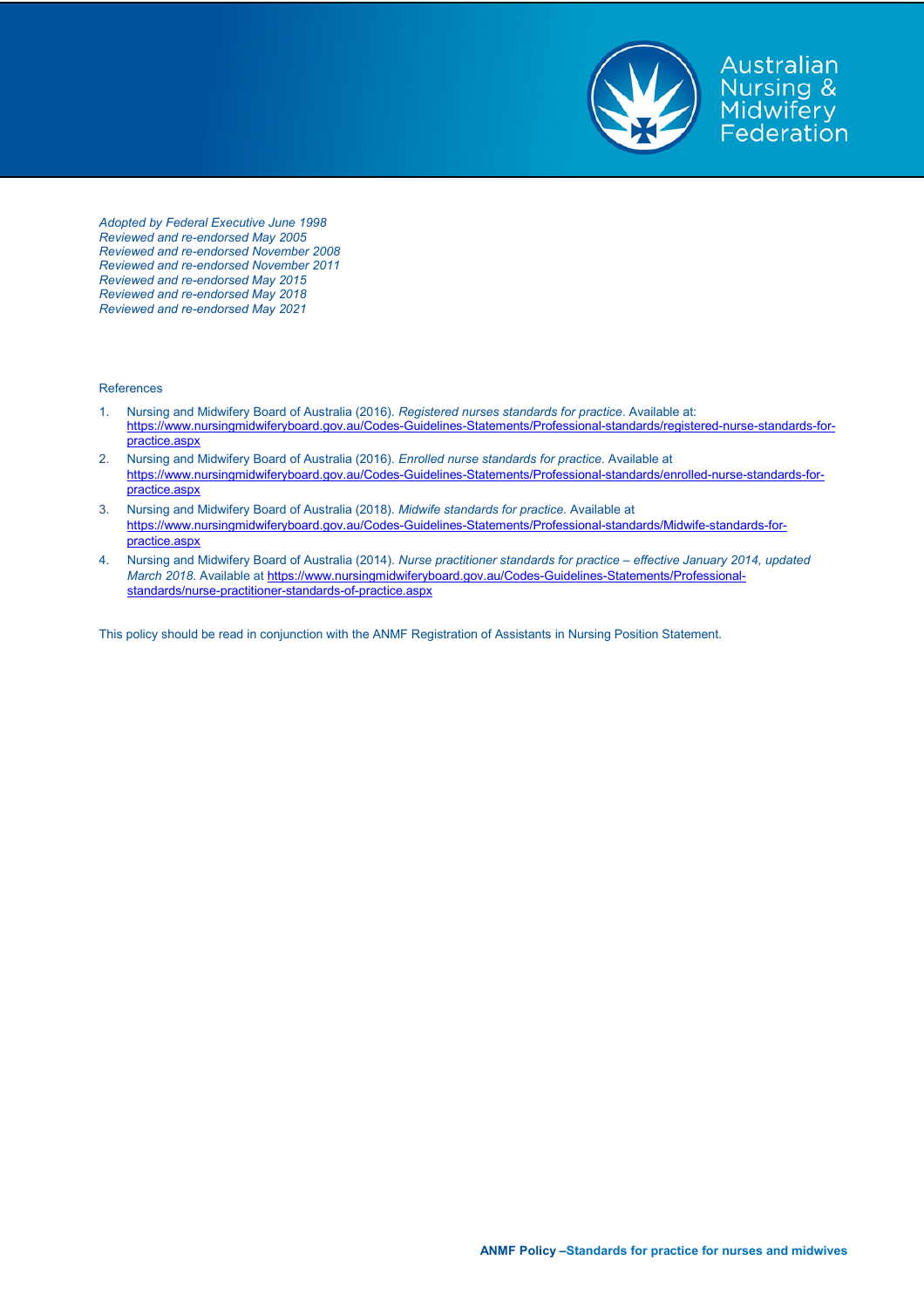*Adopted by Federal Executive June 1998*
*Reviewed and re-endorsed May 2005*
*Reviewed and re-endorsed November 2008*
*Reviewed and re-endorsed November 2011*
*Reviewed and re-endorsed May 2015*
*Reviewed and re-endorsed May 2018*
*Reviewed and re-endorsed May 2021*

References

1. Nursing and Midwifery Board of Australia (2016). *Registered nurses standards for practice*. Available at: https://www.nursingmidwiferyboard.gov.au/Codes-Guidelines-Statements/Professional-standards/registered-nurse-standards-for-practice.aspx
2. Nursing and Midwifery Board of Australia (2016). *Enrolled nurse standards for practice*. Available at https://www.nursingmidwiferyboard.gov.au/Codes-Guidelines-Statements/Professional-standards/enrolled-nurse-standards-for-practice.aspx
3. Nursing and Midwifery Board of Australia (2018). *Midwife standards for practice*. Available at https://www.nursingmidwiferyboard.gov.au/Codes-Guidelines-Statements/Professional-standards/Midwife-standards-for-practice.aspx
4. Nursing and Midwifery Board of Australia (2014). *Nurse practitioner standards for practice – effective January 2014, updated March 2018*. Available at https://www.nursingmidwiferyboard.gov.au/Codes-Guidelines-Statements/Professional-standards/nurse-practitioner-standards-of-practice.aspx

This policy should be read in conjunction with the ANMF Registration of Assistants in Nursing Position Statement.